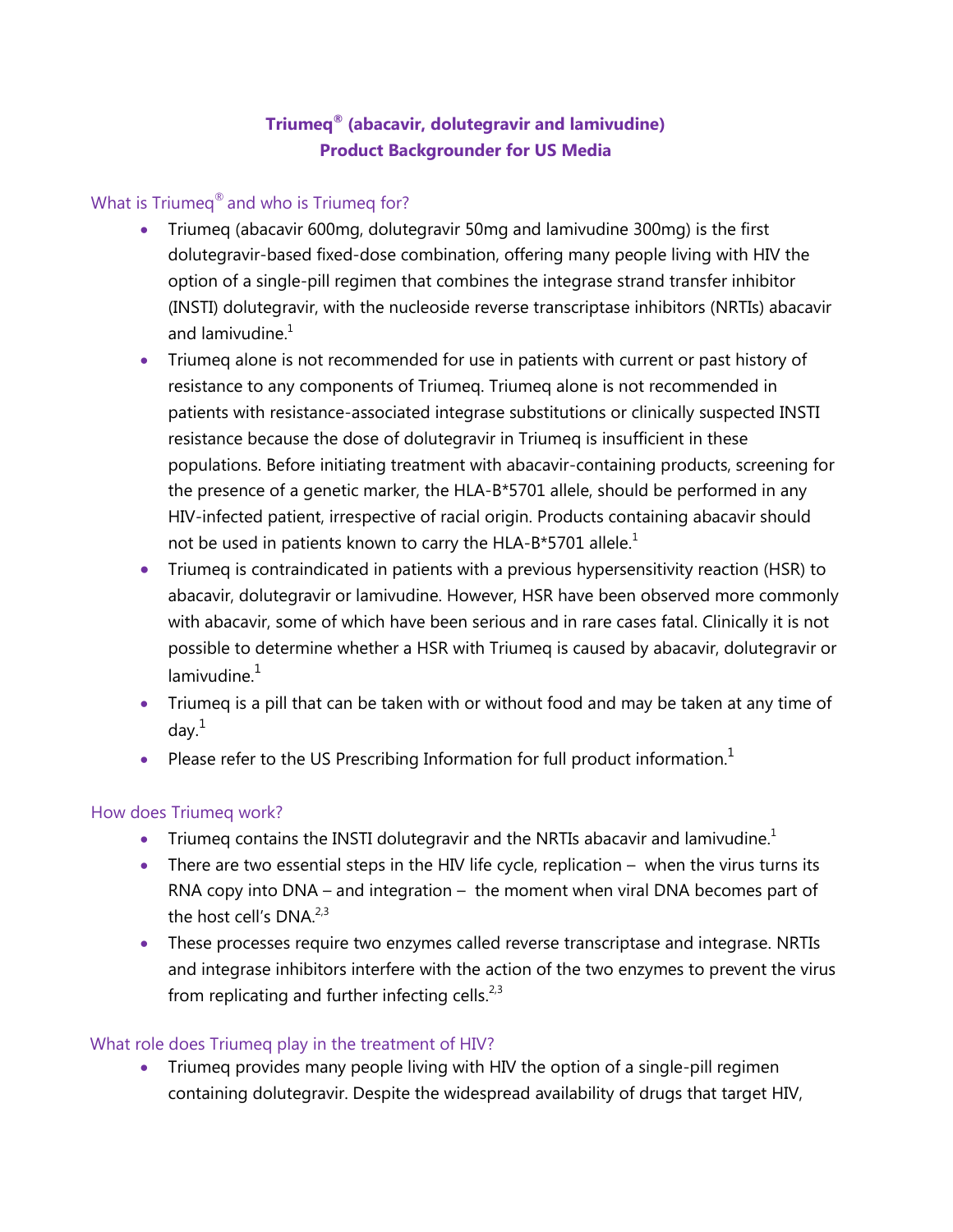# Triumeq® (abacavir, dolutegravir and lamivudine)
# Product Backgrounder for US Media

## What is Triumeq® and who is Triumeq for?

- Triumeq (abacavir 600mg, dolutegravir 50mg and lamivudine 300mg) is the first dolutegravir-based fixed-dose combination, offering many people living with HIV the option of a single-pill regimen that combines the integrase strand transfer inhibitor (INSTI) dolutegravir, with the nucleoside reverse transcriptase inhibitors (NRTIs) abacavir and lamivudine.[1]
- Triumeq alone is not recommended for use in patients with current or past history of resistance to any components of Triumeq. Triumeq alone is not recommended in patients with resistance-associated integrase substitutions or clinically suspected INSTI resistance because the dose of dolutegravir in Triumeq is insufficient in these populations. Before initiating treatment with abacavir-containing products, screening for the presence of a genetic marker, the HLA-B*5701 allele, should be performed in any HIV-infected patient, irrespective of racial origin. Products containing abacavir should not be used in patients known to carry the HLA-B*5701 allele.[1]
- Triumeq is contraindicated in patients with a previous hypersensitivity reaction (HSR) to abacavir, dolutegravir or lamivudine. However, HSR have been observed more commonly with abacavir, some of which have been serious and in rare cases fatal. Clinically it is not possible to determine whether a HSR with Triumeq is caused by abacavir, dolutegravir or lamivudine.[1]
- Triumeq is a pill that can be taken with or without food and may be taken at any time of day.[1]
- Please refer to the US Prescribing Information for full product information.[1]

## How does Triumeq work?

- Triumeq contains the INSTI dolutegravir and the NRTIs abacavir and lamivudine.[1]
- There are two essential steps in the HIV life cycle, replication – when the virus turns its RNA copy into DNA – and integration – the moment when viral DNA becomes part of the host cell's DNA.[2,3]
- These processes require two enzymes called reverse transcriptase and integrase. NRTIs and integrase inhibitors interfere with the action of the two enzymes to prevent the virus from replicating and further infecting cells.[2,3]

## What role does Triumeq play in the treatment of HIV?

- Triumeq provides many people living with HIV the option of a single-pill regimen containing dolutegravir. Despite the widespread availability of drugs that target HIV,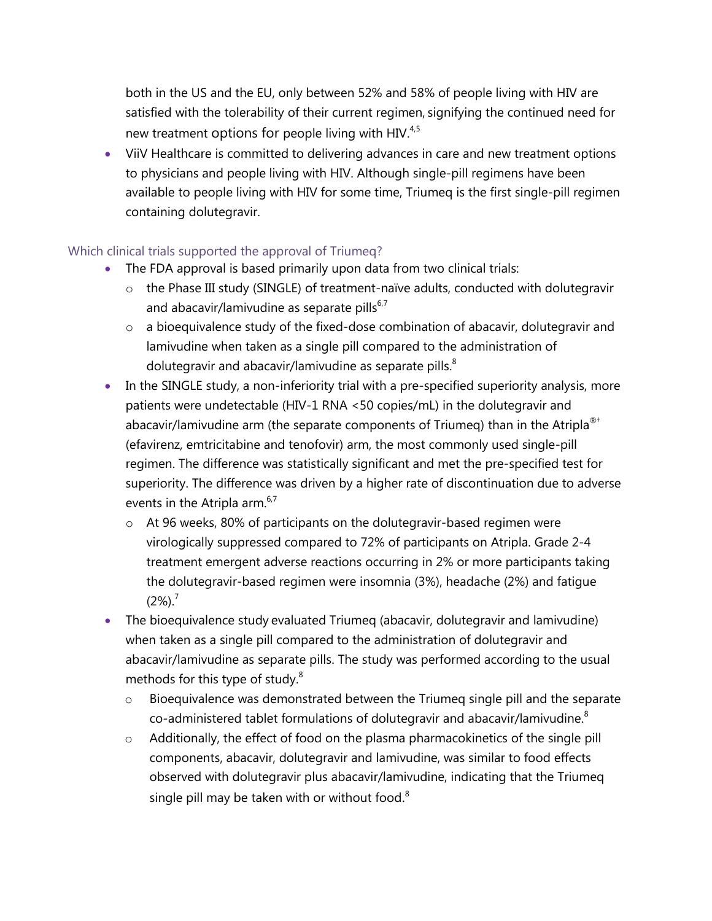both in the US and the EU, only between 52% and 58% of people living with HIV are satisfied with the tolerability of their current regimen, signifying the continued need for new treatment options for people living with HIV.[4,5]

- ViiV Healthcare is committed to delivering advances in care and new treatment options to physicians and people living with HIV. Although single-pill regimens have been available to people living with HIV for some time, Triumeq is the first single-pill regimen containing dolutegravir.

### Which clinical trials supported the approval of Triumeq?

- The FDA approval is based primarily upon data from two clinical trials:
  - the Phase III study (SINGLE) of treatment-naïve adults, conducted with dolutegravir and abacavir/lamivudine as separate pills[6,7]
  - a bioequivalence study of the fixed-dose combination of abacavir, dolutegravir and lamivudine when taken as a single pill compared to the administration of dolutegravir and abacavir/lamivudine as separate pills.[8]
- In the SINGLE study, a non-inferiority trial with a pre-specified superiority analysis, more patients were undetectable (HIV-1 RNA <50 copies/mL) in the dolutegravir and abacavir/lamivudine arm (the separate components of Triumeq) than in the Atripla®† (efavirenz, emtricitabine and tenofovir) arm, the most commonly used single-pill regimen. The difference was statistically significant and met the pre-specified test for superiority. The difference was driven by a higher rate of discontinuation due to adverse events in the Atripla arm.[6,7]
  - At 96 weeks, 80% of participants on the dolutegravir-based regimen were virologically suppressed compared to 72% of participants on Atripla. Grade 2-4 treatment emergent adverse reactions occurring in 2% or more participants taking the dolutegravir-based regimen were insomnia (3%), headache (2%) and fatigue (2%).[7]
- The bioequivalence study evaluated Triumeq (abacavir, dolutegravir and lamivudine) when taken as a single pill compared to the administration of dolutegravir and abacavir/lamivudine as separate pills. The study was performed according to the usual methods for this type of study.[8]
  - Bioequivalence was demonstrated between the Triumeq single pill and the separate co-administered tablet formulations of dolutegravir and abacavir/lamivudine.[8]
  - Additionally, the effect of food on the plasma pharmacokinetics of the single pill components, abacavir, dolutegravir and lamivudine, was similar to food effects observed with dolutegravir plus abacavir/lamivudine, indicating that the Triumeq single pill may be taken with or without food.[8]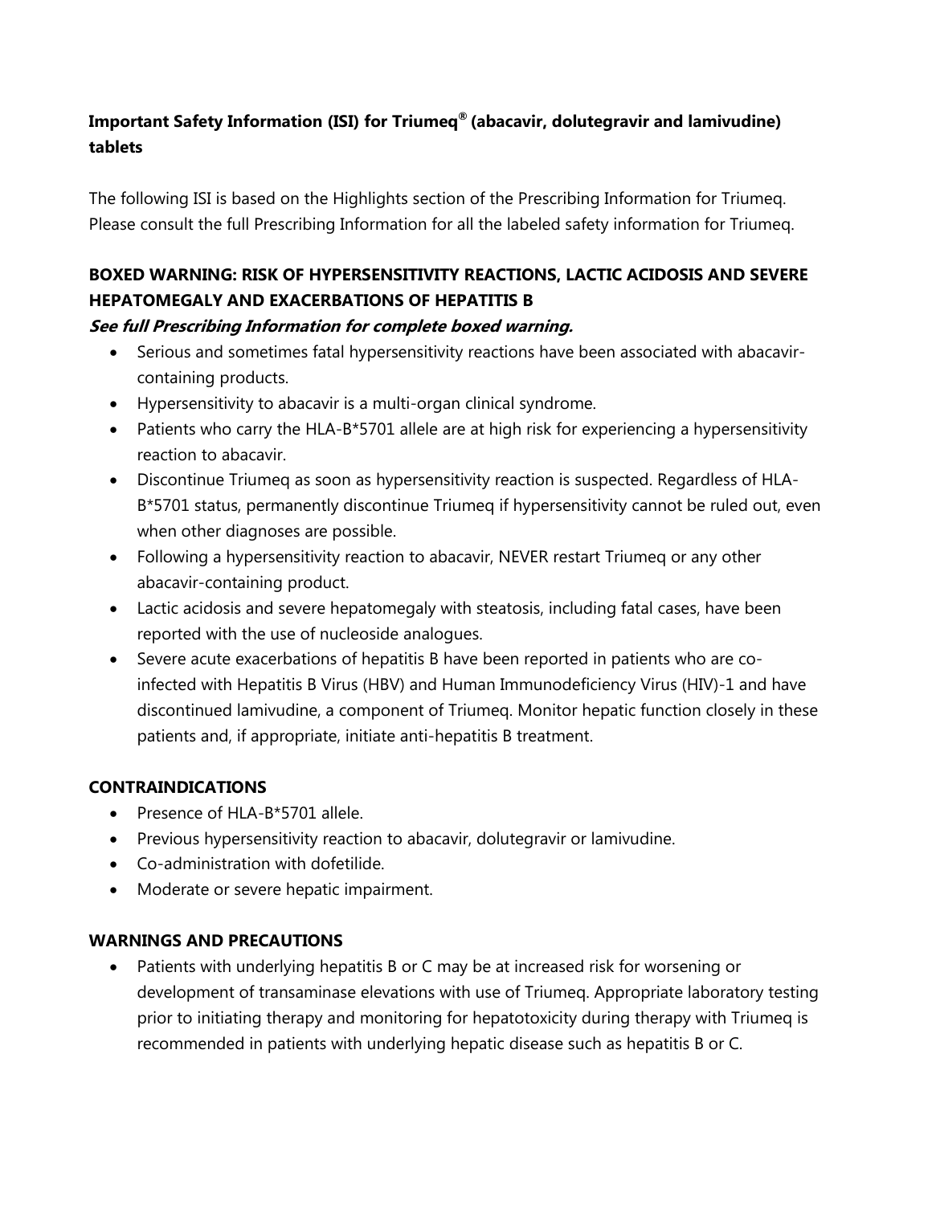**Important Safety Information (ISI) for Triumeq® (abacavir, dolutegravir and lamivudine) tablets**

The following ISI is based on the Highlights section of the Prescribing Information for Triumeq. Please consult the full Prescribing Information for all the labeled safety information for Triumeq.

**BOXED WARNING: RISK OF HYPERSENSITIVITY REACTIONS, LACTIC ACIDOSIS AND SEVERE HEPATOMEGALY AND EXACERBATIONS OF HEPATITIS B**

***See full Prescribing Information for complete boxed warning.***

- Serious and sometimes fatal hypersensitivity reactions have been associated with abacavir-containing products.
- Hypersensitivity to abacavir is a multi-organ clinical syndrome.
- Patients who carry the HLA-B*5701 allele are at high risk for experiencing a hypersensitivity reaction to abacavir.
- Discontinue Triumeq as soon as hypersensitivity reaction is suspected. Regardless of HLA-B*5701 status, permanently discontinue Triumeq if hypersensitivity cannot be ruled out, even when other diagnoses are possible.
- Following a hypersensitivity reaction to abacavir, NEVER restart Triumeq or any other abacavir-containing product.
- Lactic acidosis and severe hepatomegaly with steatosis, including fatal cases, have been reported with the use of nucleoside analogues.
- Severe acute exacerbations of hepatitis B have been reported in patients who are co-infected with Hepatitis B Virus (HBV) and Human Immunodeficiency Virus (HIV)-1 and have discontinued lamivudine, a component of Triumeq. Monitor hepatic function closely in these patients and, if appropriate, initiate anti-hepatitis B treatment.

**CONTRAINDICATIONS**

- Presence of HLA-B*5701 allele.
- Previous hypersensitivity reaction to abacavir, dolutegravir or lamivudine.
- Co-administration with dofetilide.
- Moderate or severe hepatic impairment.

**WARNINGS AND PRECAUTIONS**

- Patients with underlying hepatitis B or C may be at increased risk for worsening or development of transaminase elevations with use of Triumeq. Appropriate laboratory testing prior to initiating therapy and monitoring for hepatotoxicity during therapy with Triumeq is recommended in patients with underlying hepatic disease such as hepatitis B or C.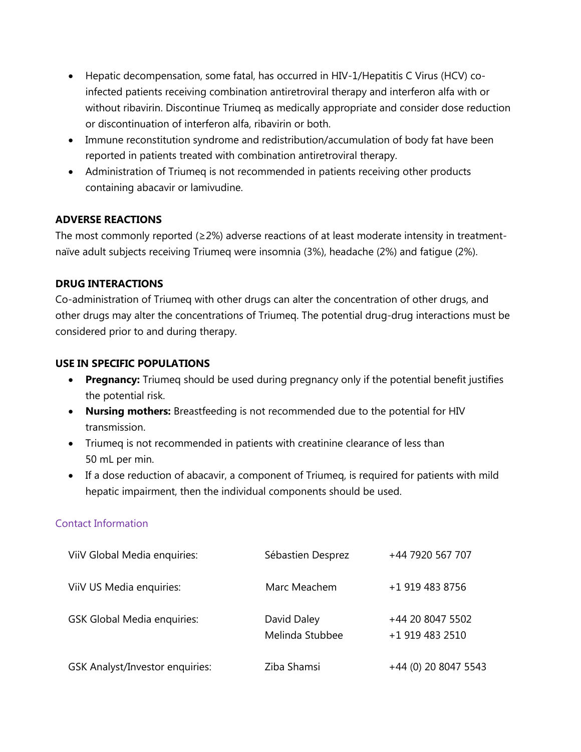- Hepatic decompensation, some fatal, has occurred in HIV-1/Hepatitis C Virus (HCV) co-infected patients receiving combination antiretroviral therapy and interferon alfa with or without ribavirin. Discontinue Triumeq as medically appropriate and consider dose reduction or discontinuation of interferon alfa, ribavirin or both.
- Immune reconstitution syndrome and redistribution/accumulation of body fat have been reported in patients treated with combination antiretroviral therapy.
- Administration of Triumeq is not recommended in patients receiving other products containing abacavir or lamivudine.

**ADVERSE REACTIONS**

The most commonly reported (≥2%) adverse reactions of at least moderate intensity in treatment-naïve adult subjects receiving Triumeq were insomnia (3%), headache (2%) and fatigue (2%).

**DRUG INTERACTIONS**

Co-administration of Triumeq with other drugs can alter the concentration of other drugs, and other drugs may alter the concentrations of Triumeq. The potential drug-drug interactions must be considered prior to and during therapy.

**USE IN SPECIFIC POPULATIONS**

- **Pregnancy:** Triumeq should be used during pregnancy only if the potential benefit justifies the potential risk.
- **Nursing mothers:** Breastfeeding is not recommended due to the potential for HIV transmission.
- Triumeq is not recommended in patients with creatinine clearance of less than 50 mL per min.
- If a dose reduction of abacavir, a component of Triumeq, is required for patients with mild hepatic impairment, then the individual components should be used.

Contact Information

| | | |
|---|---|---|
| ViiV Global Media enquiries: | Sébastien Desprez | +44 7920 567 707 |
| ViiV US Media enquiries: | Marc Meachem | +1 919 483 8756 |
| GSK Global Media enquiries: | David Daley<br>Melinda Stubbee | +44 20 8047 5502<br>+1 919 483 2510 |
| GSK Analyst/Investor enquiries: | Ziba Shamsi | +44 (0) 20 8047 5543 |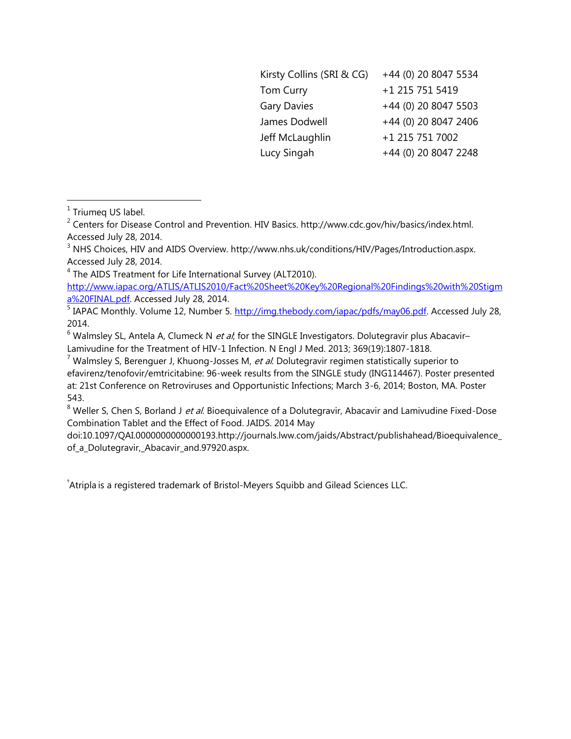| | |
|---|---|
| Kirsty Collins (SRI & CG) | +44 (0) 20 8047 5534 |
| Tom Curry | +1 215 751 5419 |
| Gary Davies | +44 (0) 20 8047 5503 |
| James Dodwell | +44 (0) 20 8047 2406 |
| Jeff McLaughlin | +1 215 751 7002 |
| Lucy Singah | +44 (0) 20 8047 2248 |

---

[1] Triumeq US label.

[2] Centers for Disease Control and Prevention. HIV Basics. http://www.cdc.gov/hiv/basics/index.html. Accessed July 28, 2014.

[3] NHS Choices, HIV and AIDS Overview. http://www.nhs.uk/conditions/HIV/Pages/Introduction.aspx. Accessed July 28, 2014.

[4] The AIDS Treatment for Life International Survey (ALT2010). http://www.iapac.org/ATLIS/ATLIS2010/Fact%20Sheet%20Key%20Regional%20Findings%20with%20Stigma%20FINAL.pdf. Accessed July 28, 2014.

[5] IAPAC Monthly. Volume 12, Number 5. http://img.thebody.com/iapac/pdfs/may06.pdf. Accessed July 28, 2014.

[6] Walmsley SL, Antela A, Clumeck N *et al*; for the SINGLE Investigators. Dolutegravir plus Abacavir–Lamivudine for the Treatment of HIV-1 Infection. N Engl J Med. 2013; 369(19):1807-1818.

[7] Walmsley S, Berenguer J, Khuong-Josses M, *et al*. Dolutegravir regimen statistically superior to efavirenz/tenofovir/emtricitabine: 96-week results from the SINGLE study (ING114467). Poster presented at: 21st Conference on Retroviruses and Opportunistic Infections; March 3-6, 2014; Boston, MA. Poster 543.

[8] Weller S, Chen S, Borland J *et al*. Bioequivalence of a Dolutegravir, Abacavir and Lamivudine Fixed-Dose Combination Tablet and the Effect of Food. JAIDS. 2014 May doi:10.1097/QAI.0000000000000193.http://journals.lww.com/jaids/Abstract/publishahead/Bioequivalence_of_a_Dolutegravir,_Abacavir_and.97920.aspx.

[†] Atripla is a registered trademark of Bristol-Meyers Squibb and Gilead Sciences LLC.